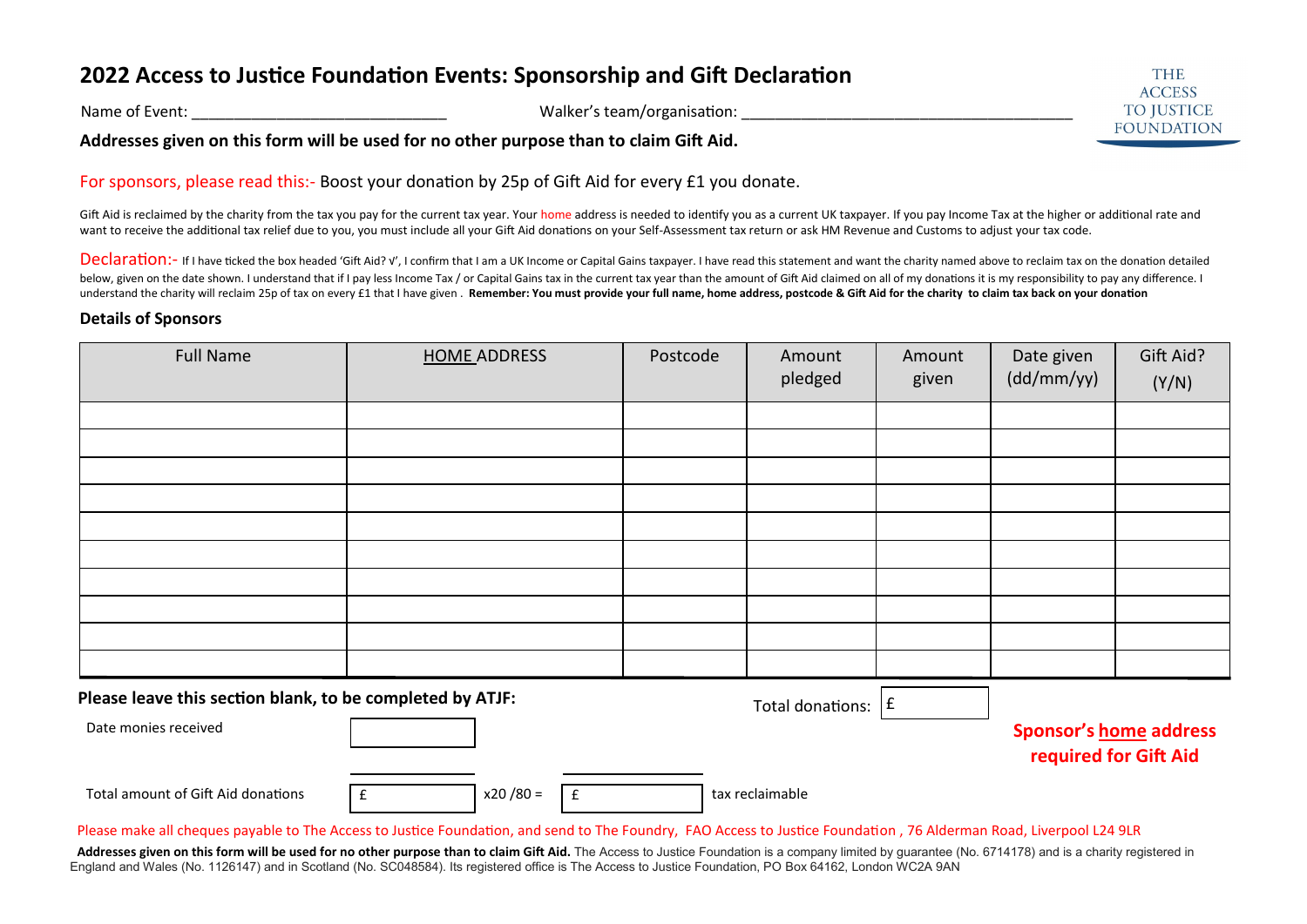# 2022 Access to Justice Foundation Events: Sponsorship and Gift Declaration

THE ACCESS TO JUSTICE FOUNDATION

Name of Event: ______________________________ Walker's team/organisation: ______________________________________

**Addresses given on this form will be used for no other purpose than to claim Gift Aid.**

For sponsors, please read this:- Boost your donation by 25p of Gift Aid for every £1 you donate.

Gift Aid is reclaimed by the charity from the tax you pay for the current tax year. Your home address is needed to identify you as a current UK taxpayer. If you pay Income Tax at the higher or additional rate and want to receive the additional tax relief due to you, you must include all your Gift Aid donations on your Self-Assessment tax return or ask HM Revenue and Customs to adjust your tax code.

Declaration:- If I have ticked the box headed 'Gift Aid? √', I confirm that I am a UK Income or Capital Gains taxpayer. I have read this statement and want the charity named above to reclaim tax on the donation detailed below, given on the date shown. I understand that if I pay less Income Tax / or Capital Gains tax in the current tax year than the amount of Gift Aid claimed on all of my donations it is my responsibility to pay any difference. I understand the charity will reclaim 25p of tax on every £1 that I have given . **Remember: You must provide your full name, home address, postcode & Gift Aid for the charity to claim tax back on your donation**

### Details of Sponsors

| Full Name | HOME ADDRESS | Postcode | Amount pledged | Amount given | Date given (dd/mm/yy) | Gift Aid? (Y/N) |
|---|---|---|---|---|---|---|
| | | | | | | |
| | | | | | | |
| | | | | | | |
| | | | | | | |
| | | | | | | |
| | | | | | | |
| | | | | | | |
| | | | | | | |
| | | | | | | |
| | | | | | | |

**Please leave this section blank, to be completed by ATJF:**

Total donations: £

Date monies received

Total amount of Gift Aid donations £ x20 /80 = £ tax reclaimable

**Sponsor's home address required for Gift Aid**

Please make all cheques payable to The Access to Justice Foundation, and send to The Foundry, FAO Access to Justice Foundation , 76 Alderman Road, Liverpool L24 9LR

**Addresses given on this form will be used for no other purpose than to claim Gift Aid.** The Access to Justice Foundation is a company limited by guarantee (No. 6714178) and is a charity registered in England and Wales (No. 1126147) and in Scotland (No. SC048584). Its registered office is The Access to Justice Foundation, PO Box 64162, London WC2A 9AN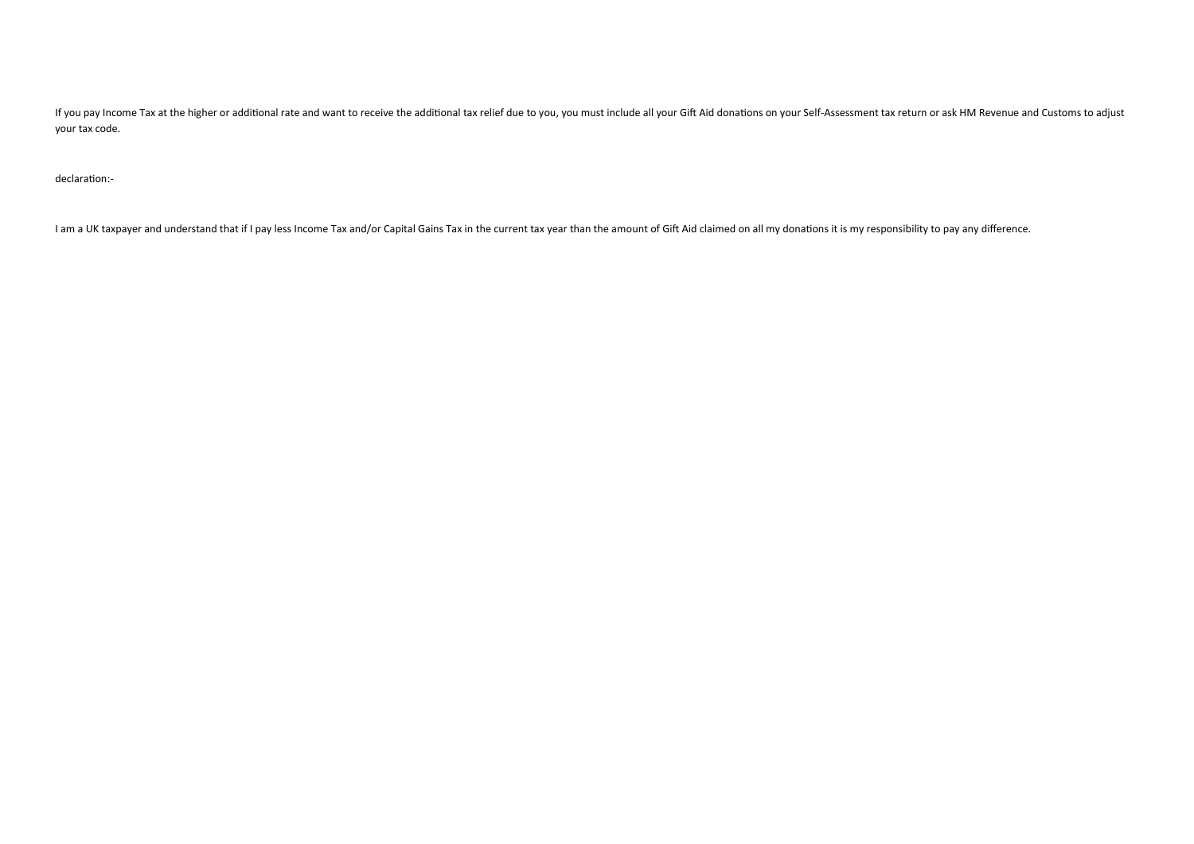If you pay Income Tax at the higher or additional rate and want to receive the additional tax relief due to you, you must include all your Gift Aid donations on your Self-Assessment tax return or ask HM Revenue and Customs to adjust your tax code.

declaration:-

I am a UK taxpayer and understand that if I pay less Income Tax and/or Capital Gains Tax in the current tax year than the amount of Gift Aid claimed on all my donations it is my responsibility to pay any difference.